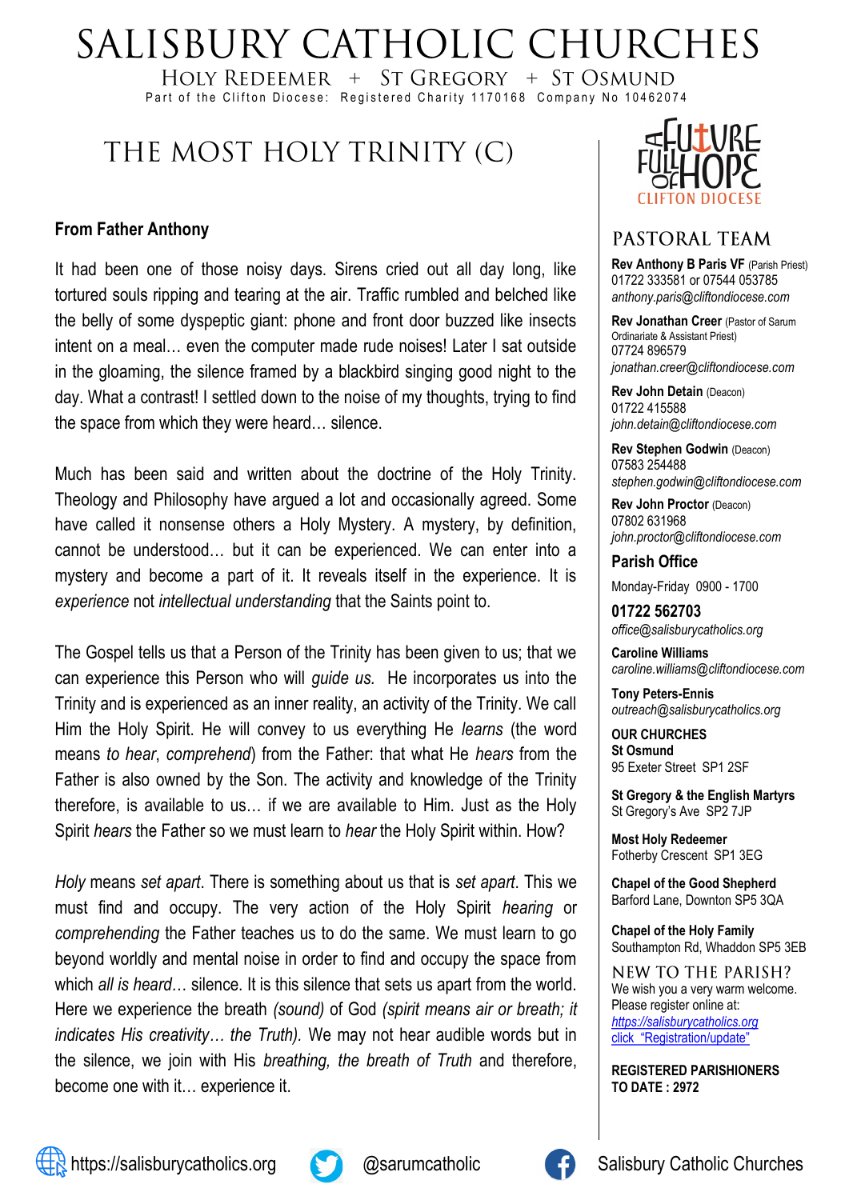# SALISBURY CATHOLIC CHURCHES

HOLY REDEEMER + ST GREGORY + ST OSMUND

Part of the Clifton Diocese: Registered Charity 1170168 Company No 10462074

## THE MOST HOLY TRINITY (C)

**From Father Anthony**

It had been one of those noisy days. Sirens cried out all day long, like tortured souls ripping and tearing at the air. Traffic rumbled and belched like the belly of some dyspeptic giant: phone and front door buzzed like insects intent on a meal… even the computer made rude noises! Later I sat outside in the gloaming, the silence framed by a blackbird singing good night to the day. What a contrast! I settled down to the noise of my thoughts, trying to find the space from which they were heard… silence.

Much has been said and written about the doctrine of the Holy Trinity. Theology and Philosophy have argued a lot and occasionally agreed. Some have called it nonsense others a Holy Mystery. A mystery, by definition, cannot be understood… but it can be experienced. We can enter into a mystery and become a part of it. It reveals itself in the experience. It is *experience* not *intellectual understanding* that the Saints point to.

The Gospel tells us that a Person of the Trinity has been given to us; that we can experience this Person who will *guide us.* He incorporates us into the Trinity and is experienced as an inner reality, an activity of the Trinity. We call Him the Holy Spirit. He will convey to us everything He *learns* (the word means *to hear*, *comprehend*) from the Father: that what He *hears* from the Father is also owned by the Son. The activity and knowledge of the Trinity therefore, is available to us… if we are available to Him. Just as the Holy Spirit *hears* the Father so we must learn to *hear* the Holy Spirit within. How?

*Holy* means *set apart*. There is something about us that is *set apart*. This we must find and occupy. The very action of the Holy Spirit *hearing* or *comprehending* the Father teaches us to do the same. We must learn to go beyond worldly and mental noise in order to find and occupy the space from which *all is heard*… silence. It is this silence that sets us apart from the world. Here we experience the breath *(sound)* of God *(spirit means air or breath; it indicates His creativity… the Truth).* We may not hear audible words but in the silence, we join with His *breathing, the breath of Truth* and therefore, become one with it… experience it.

FUTURE FULL OF HOPE — CLIFTON DIOCESE

## PASTORAL TEAM

**Rev Anthony B Paris VF** (Parish Priest)
01722 333581 or 07544 053785
*anthony.paris@cliftondiocese.com*

**Rev Jonathan Creer** (Pastor of Sarum Ordinariate & Assistant Priest)
07724 896579
*jonathan.creer@cliftondiocese.com*

**Rev John Detain** (Deacon)
01722 415588
*john.detain@cliftondiocese.com*

**Rev Stephen Godwin** (Deacon)
07583 254488
*stephen.godwin@cliftondiocese.com*

**Rev John Proctor** (Deacon)
07802 631968
*john.proctor@cliftondiocese.com*

**Parish Office**

Monday-Friday 0900 - 1700

**01722 562703**
*office@salisburycatholics.org*

**Caroline Williams**
*caroline.williams@cliftondiocese.com*

**Tony Peters-Ennis**
*outreach@salisburycatholics.org*

**OUR CHURCHES**

**St Osmund**
95 Exeter Street SP1 2SF

**St Gregory & the English Martyrs**
St Gregory's Ave SP2 7JP

**Most Holy Redeemer**
Fotherby Crescent SP1 3EG

**Chapel of the Good Shepherd**
Barford Lane, Downton SP5 3QA

**Chapel of the Holy Family**
Southampton Rd, Whaddon SP5 3EB

## NEW TO THE PARISH?

We wish you a very warm welcome.
Please register online at:
https://salisburycatholics.org
click "Registration/update"

**REGISTERED PARISHIONERS TO DATE : 2972**

https://salisburycatholics.org @sarumcatholic Salisbury Catholic Churches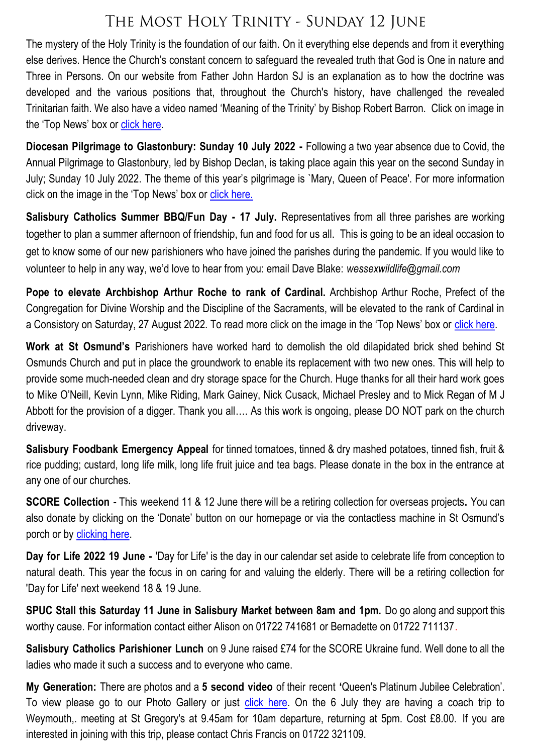# The Most Holy Trinity - Sunday 12 June

The mystery of the Holy Trinity is the foundation of our faith. On it everything else depends and from it everything else derives. Hence the Church's constant concern to safeguard the revealed truth that God is One in nature and Three in Persons. On our website from Father John Hardon SJ is an explanation as to how the doctrine was developed and the various positions that, throughout the Church's history, have challenged the revealed Trinitarian faith. We also have a video named 'Meaning of the Trinity' by Bishop Robert Barron. Click on image in the 'Top News' box or click here.

**Diocesan Pilgrimage to Glastonbury: Sunday 10 July 2022 -** Following a two year absence due to Covid, the Annual Pilgrimage to Glastonbury, led by Bishop Declan, is taking place again this year on the second Sunday in July; Sunday 10 July 2022. The theme of this year's pilgrimage is `Mary, Queen of Peace'. For more information click on the image in the 'Top News' box or click here.

**Salisbury Catholics Summer BBQ/Fun Day - 17 July.** Representatives from all three parishes are working together to plan a summer afternoon of friendship, fun and food for us all. This is going to be an ideal occasion to get to know some of our new parishioners who have joined the parishes during the pandemic. If you would like to volunteer to help in any way, we'd love to hear from you: email Dave Blake: *wessexwildlife@gmail.com*

**Pope to elevate Archbishop Arthur Roche to rank of Cardinal.** Archbishop Arthur Roche, Prefect of the Congregation for Divine Worship and the Discipline of the Sacraments, will be elevated to the rank of Cardinal in a Consistory on Saturday, 27 August 2022. To read more click on the image in the 'Top News' box or click here.

**Work at St Osmund's** Parishioners have worked hard to demolish the old dilapidated brick shed behind St Osmunds Church and put in place the groundwork to enable its replacement with two new ones. This will help to provide some much-needed clean and dry storage space for the Church. Huge thanks for all their hard work goes to Mike O'Neill, Kevin Lynn, Mike Riding, Mark Gainey, Nick Cusack, Michael Presley and to Mick Regan of M J Abbott for the provision of a digger. Thank you all…. As this work is ongoing, please DO NOT park on the church driveway.

**Salisbury Foodbank Emergency Appeal** for tinned tomatoes, tinned & dry mashed potatoes, tinned fish, fruit & rice pudding; custard, long life milk, long life fruit juice and tea bags. Please donate in the box in the entrance at any one of our churches.

**SCORE Collection** - This weekend 11 & 12 June there will be a retiring collection for overseas projects**.** You can also donate by clicking on the 'Donate' button on our homepage or via the contactless machine in St Osmund's porch or by clicking here.

**Day for Life 2022 19 June -** 'Day for Life' is the day in our calendar set aside to celebrate life from conception to natural death. This year the focus in on caring for and valuing the elderly. There will be a retiring collection for 'Day for Life' next weekend 18 & 19 June.

**SPUC Stall this Saturday 11 June in Salisbury Market between 8am and 1pm.** Do go along and support this worthy cause. For information contact either Alison on 01722 741681 or Bernadette on 01722 711137.

**Salisbury Catholics Parishioner Lunch** on 9 June raised £74 for the SCORE Ukraine fund. Well done to all the ladies who made it such a success and to everyone who came.

**My Generation:** There are photos and a **5 second video** of their recent **'**Queen's Platinum Jubilee Celebration'. To view please go to our Photo Gallery or just click here. On the 6 July they are having a coach trip to Weymouth,. meeting at St Gregory's at 9.45am for 10am departure, returning at 5pm. Cost £8.00. If you are interested in joining with this trip, please contact Chris Francis on 01722 321109.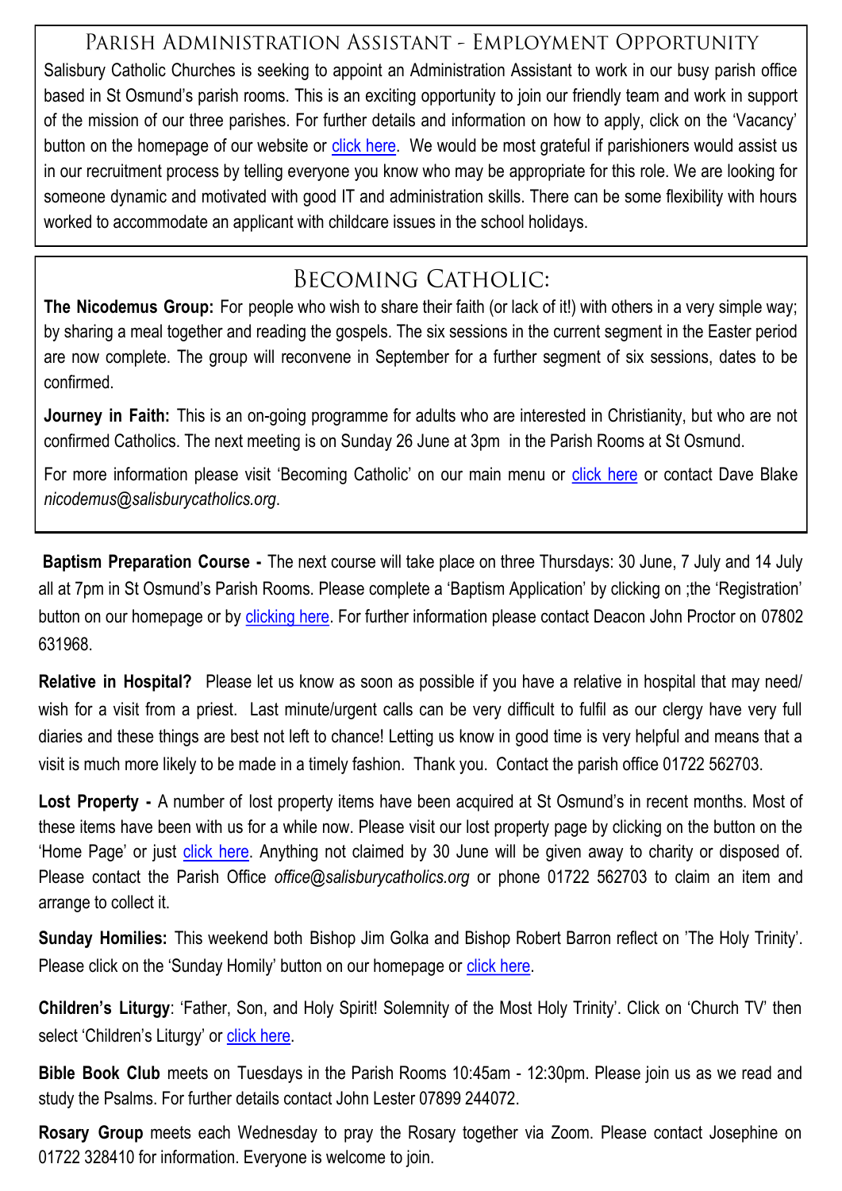## Parish Administration Assistant - Employment Opportunity

Salisbury Catholic Churches is seeking to appoint an Administration Assistant to work in our busy parish office based in St Osmund's parish rooms. This is an exciting opportunity to join our friendly team and work in support of the mission of our three parishes. For further details and information on how to apply, click on the 'Vacancy' button on the homepage of our website or click here. We would be most grateful if parishioners would assist us in our recruitment process by telling everyone you know who may be appropriate for this role. We are looking for someone dynamic and motivated with good IT and administration skills. There can be some flexibility with hours worked to accommodate an applicant with childcare issues in the school holidays.

## Becoming Catholic:

**The Nicodemus Group:** For people who wish to share their faith (or lack of it!) with others in a very simple way; by sharing a meal together and reading the gospels. The six sessions in the current segment in the Easter period are now complete. The group will reconvene in September for a further segment of six sessions, dates to be confirmed.

**Journey in Faith:** This is an on-going programme for adults who are interested in Christianity, but who are not confirmed Catholics. The next meeting is on Sunday 26 June at 3pm in the Parish Rooms at St Osmund.

For more information please visit 'Becoming Catholic' on our main menu or click here or contact Dave Blake *nicodemus@salisburycatholics.org*.

**Baptism Preparation Course -** The next course will take place on three Thursdays: 30 June, 7 July and 14 July all at 7pm in St Osmund's Parish Rooms. Please complete a 'Baptism Application' by clicking on ;the 'Registration' button on our homepage or by clicking here. For further information please contact Deacon John Proctor on 07802 631968.

**Relative in Hospital?** Please let us know as soon as possible if you have a relative in hospital that may need/ wish for a visit from a priest. Last minute/urgent calls can be very difficult to fulfil as our clergy have very full diaries and these things are best not left to chance! Letting us know in good time is very helpful and means that a visit is much more likely to be made in a timely fashion. Thank you. Contact the parish office 01722 562703.

**Lost Property -** A number of lost property items have been acquired at St Osmund's in recent months. Most of these items have been with us for a while now. Please visit our lost property page by clicking on the button on the 'Home Page' or just click here. Anything not claimed by 30 June will be given away to charity or disposed of. Please contact the Parish Office *office@salisburycatholics.org* or phone 01722 562703 to claim an item and arrange to collect it.

**Sunday Homilies:** This weekend both Bishop Jim Golka and Bishop Robert Barron reflect on 'The Holy Trinity'. Please click on the 'Sunday Homily' button on our homepage or click here.

**Children's Liturgy**: 'Father, Son, and Holy Spirit! Solemnity of the Most Holy Trinity'. Click on 'Church TV' then select 'Children's Liturgy' or click here.

**Bible Book Club** meets on Tuesdays in the Parish Rooms 10:45am - 12:30pm. Please join us as we read and study the Psalms. For further details contact John Lester 07899 244072.

**Rosary Group** meets each Wednesday to pray the Rosary together via Zoom. Please contact Josephine on 01722 328410 for information. Everyone is welcome to join.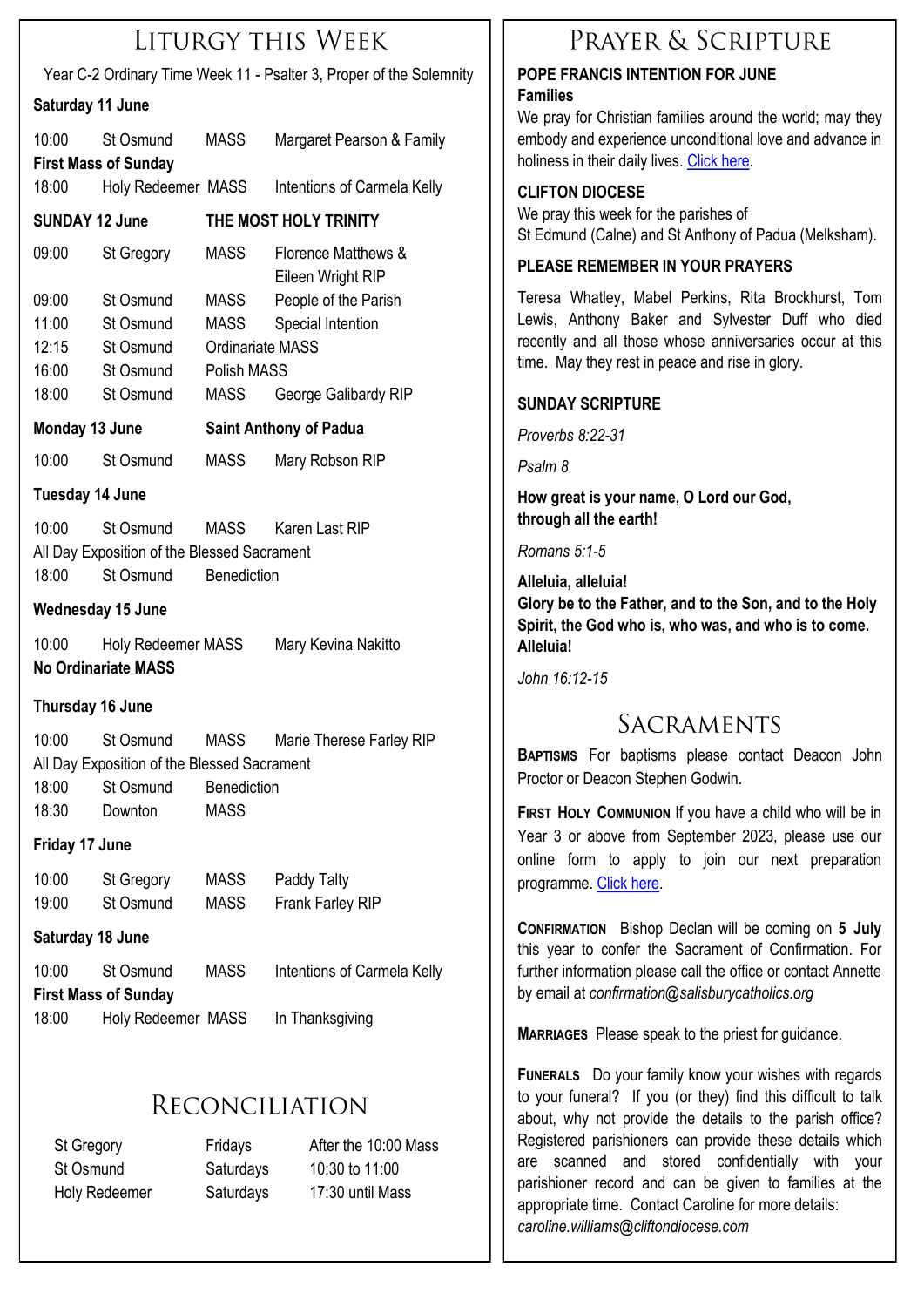# Liturgy this Week

Year C-2 Ordinary Time Week 11 - Psalter 3, Proper of the Solemnity

**Saturday 11 June**

| | | | |
|---|---|---|---|
| 10:00 | St Osmund | MASS | Margaret Pearson & Family |

**First Mass of Sunday**

| | | | |
|---|---|---|---|
| 18:00 | Holy Redeemer | MASS | Intentions of Carmela Kelly |

**SUNDAY 12 June** — **THE MOST HOLY TRINITY**

| | | | |
|---|---|---|---|
| 09:00 | St Gregory | MASS | Florence Matthews & Eileen Wright RIP |
| 09:00 | St Osmund | MASS | People of the Parish |
| 11:00 | St Osmund | MASS | Special Intention |
| 12:15 | St Osmund | Ordinariate MASS | |
| 16:00 | St Osmund | Polish MASS | |
| 18:00 | St Osmund | MASS | George Galibardy RIP |

**Monday 13 June** — **Saint Anthony of Padua**

| | | | |
|---|---|---|---|
| 10:00 | St Osmund | MASS | Mary Robson RIP |

**Tuesday 14 June**

| | | | |
|---|---|---|---|
| 10:00 | St Osmund | MASS | Karen Last RIP |

All Day Exposition of the Blessed Sacrament

| | | |
|---|---|---|
| 18:00 | St Osmund | Benediction |

**Wednesday 15 June**

| | | | |
|---|---|---|---|
| 10:00 | Holy Redeemer | MASS | Mary Kevina Nakitto |

**No Ordinariate MASS**

**Thursday 16 June**

| | | | |
|---|---|---|---|
| 10:00 | St Osmund | MASS | Marie Therese Farley RIP |

All Day Exposition of the Blessed Sacrament

| | | |
|---|---|---|
| 18:00 | St Osmund | Benediction |
| 18:30 | Downton | MASS |

**Friday 17 June**

| | | | |
|---|---|---|---|
| 10:00 | St Gregory | MASS | Paddy Talty |
| 19:00 | St Osmund | MASS | Frank Farley RIP |

**Saturday 18 June**

| | | | |
|---|---|---|---|
| 10:00 | St Osmund | MASS | Intentions of Carmela Kelly |

**First Mass of Sunday**

| | | | |
|---|---|---|---|
| 18:00 | Holy Redeemer | MASS | In Thanksgiving |

# Reconciliation

| | | |
|---|---|---|
| St Gregory | Fridays | After the 10:00 Mass |
| St Osmund | Saturdays | 10:30 to 11:00 |
| Holy Redeemer | Saturdays | 17:30 until Mass |

# Prayer & Scripture

**POPE FRANCIS INTENTION FOR JUNE**
**Families**
We pray for Christian families around the world; may they embody and experience unconditional love and advance in holiness in their daily lives. Click here.

**CLIFTON DIOCESE**
We pray this week for the parishes of St Edmund (Calne) and St Anthony of Padua (Melksham).

**PLEASE REMEMBER IN YOUR PRAYERS**

Teresa Whatley, Mabel Perkins, Rita Brockhurst, Tom Lewis, Anthony Baker and Sylvester Duff who died recently and all those whose anniversaries occur at this time. May they rest in peace and rise in glory.

**SUNDAY SCRIPTURE**

*Proverbs 8:22-31*

*Psalm 8*

**How great is your name, O Lord our God, through all the earth!**

*Romans 5:1-5*

**Alleluia, alleluia!**
**Glory be to the Father, and to the Son, and to the Holy Spirit, the God who is, who was, and who is to come. Alleluia!**

*John 16:12-15*

# Sacraments

**Baptisms** For baptisms please contact Deacon John Proctor or Deacon Stephen Godwin.

**First Holy Communion** If you have a child who will be in Year 3 or above from September 2023, please use our online form to apply to join our next preparation programme. Click here.

**Confirmation** Bishop Declan will be coming on **5 July** this year to confer the Sacrament of Confirmation. For further information please call the office or contact Annette by email at *confirmation@salisburycatholics.org*

**Marriages** Please speak to the priest for guidance.

**Funerals** Do your family know your wishes with regards to your funeral? If you (or they) find this difficult to talk about, why not provide the details to the parish office? Registered parishioners can provide these details which are scanned and stored confidentially with your parishioner record and can be given to families at the appropriate time. Contact Caroline for more details: *caroline.williams@cliftondiocese.com*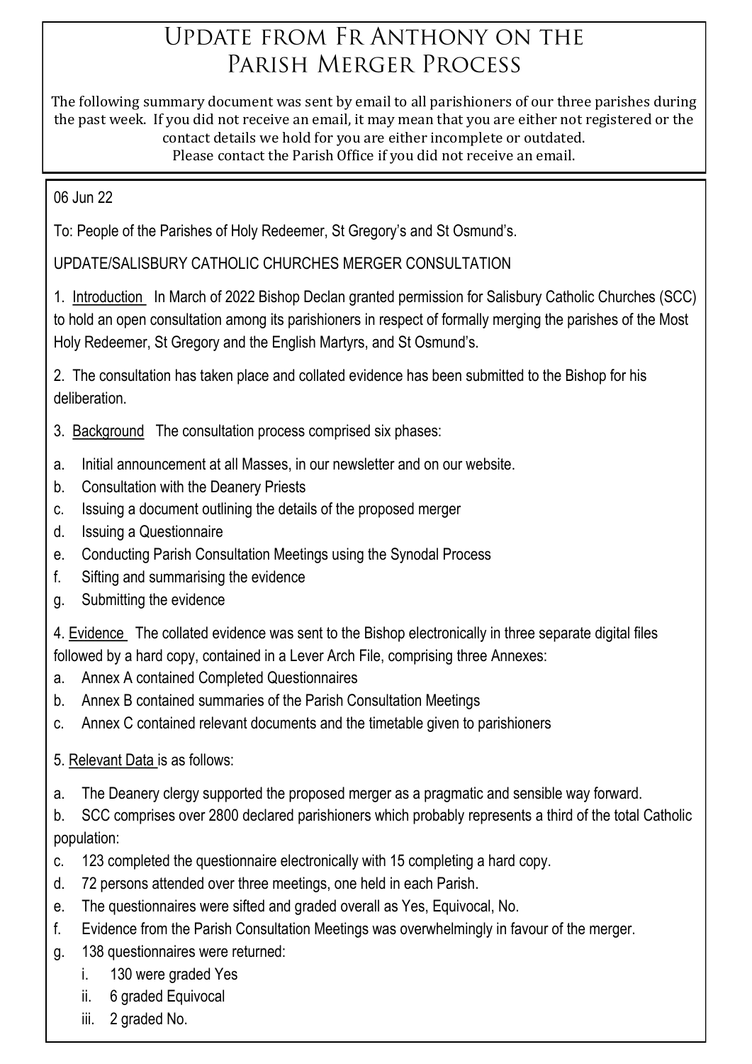# Update from Fr Anthony on the Parish Merger Process

The following summary document was sent by email to all parishioners of our three parishes during the past week. If you did not receive an email, it may mean that you are either not registered or the contact details we hold for you are either incomplete or outdated.
Please contact the Parish Office if you did not receive an email.

06 Jun 22

To: People of the Parishes of Holy Redeemer, St Gregory's and St Osmund's.

UPDATE/SALISBURY CATHOLIC CHURCHES MERGER CONSULTATION

1. Introduction In March of 2022 Bishop Declan granted permission for Salisbury Catholic Churches (SCC) to hold an open consultation among its parishioners in respect of formally merging the parishes of the Most Holy Redeemer, St Gregory and the English Martyrs, and St Osmund's.

2. The consultation has taken place and collated evidence has been submitted to the Bishop for his deliberation.

3. Background The consultation process comprised six phases:

a. Initial announcement at all Masses, in our newsletter and on our website.
b. Consultation with the Deanery Priests
c. Issuing a document outlining the details of the proposed merger
d. Issuing a Questionnaire
e. Conducting Parish Consultation Meetings using the Synodal Process
f. Sifting and summarising the evidence
g. Submitting the evidence

4. Evidence The collated evidence was sent to the Bishop electronically in three separate digital files followed by a hard copy, contained in a Lever Arch File, comprising three Annexes:

a. Annex A contained Completed Questionnaires
b. Annex B contained summaries of the Parish Consultation Meetings
c. Annex C contained relevant documents and the timetable given to parishioners

5. Relevant Data is as follows:

a. The Deanery clergy supported the proposed merger as a pragmatic and sensible way forward.
b. SCC comprises over 2800 declared parishioners which probably represents a third of the total Catholic population:
c. 123 completed the questionnaire electronically with 15 completing a hard copy.
d. 72 persons attended over three meetings, one held in each Parish.
e. The questionnaires were sifted and graded overall as Yes, Equivocal, No.
f. Evidence from the Parish Consultation Meetings was overwhelmingly in favour of the merger.
g. 138 questionnaires were returned:
   i. 130 were graded Yes
   ii. 6 graded Equivocal
   iii. 2 graded No.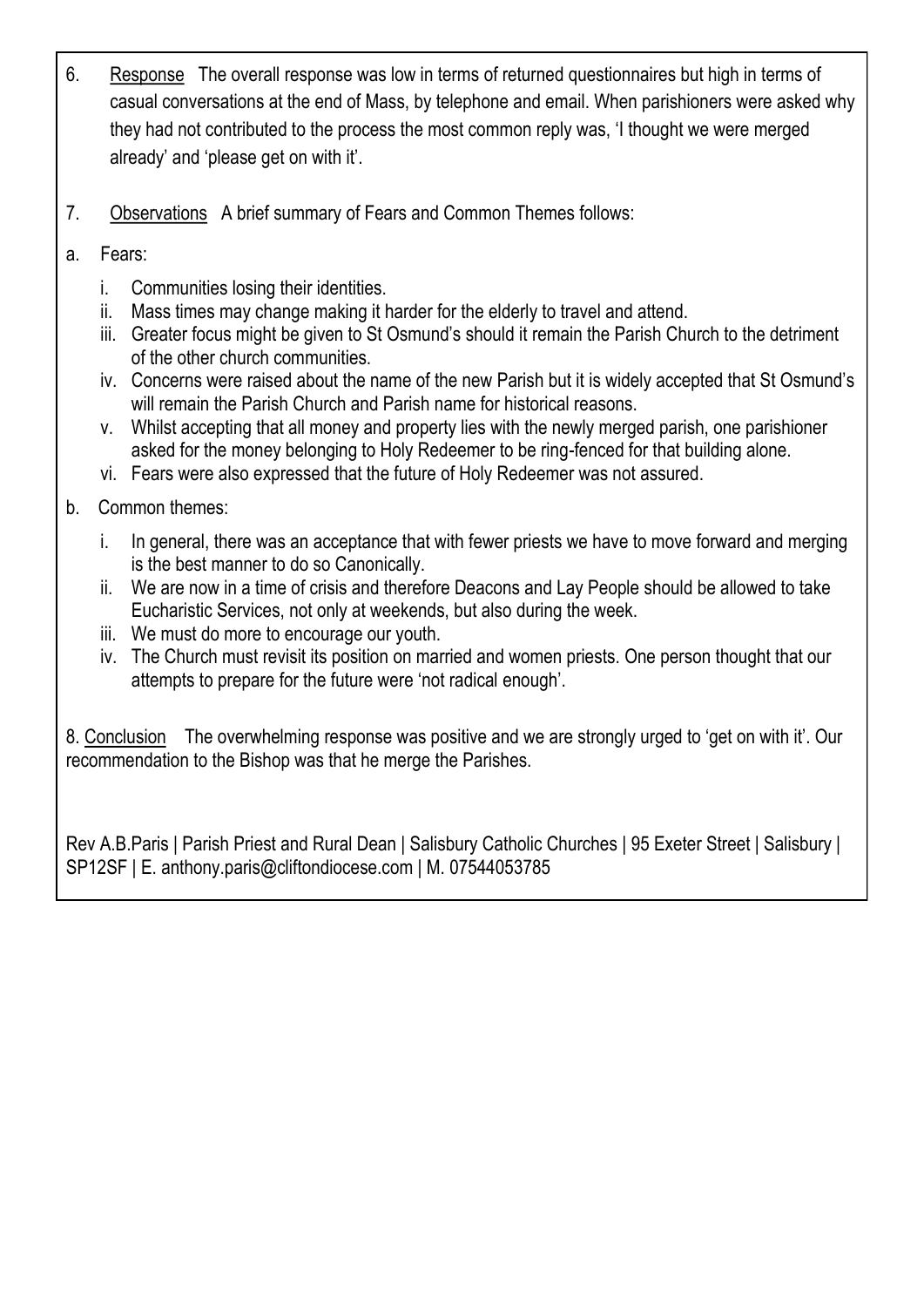6. Response The overall response was low in terms of returned questionnaires but high in terms of casual conversations at the end of Mass, by telephone and email. When parishioners were asked why they had not contributed to the process the most common reply was, 'I thought we were merged already' and 'please get on with it'.

7. Observations A brief summary of Fears and Common Themes follows:

a. Fears:

   i. Communities losing their identities.
   ii. Mass times may change making it harder for the elderly to travel and attend.
   iii. Greater focus might be given to St Osmund's should it remain the Parish Church to the detriment of the other church communities.
   iv. Concerns were raised about the name of the new Parish but it is widely accepted that St Osmund's will remain the Parish Church and Parish name for historical reasons.
   v. Whilst accepting that all money and property lies with the newly merged parish, one parishioner asked for the money belonging to Holy Redeemer to be ring-fenced for that building alone.
   vi. Fears were also expressed that the future of Holy Redeemer was not assured.

b. Common themes:

   i. In general, there was an acceptance that with fewer priests we have to move forward and merging is the best manner to do so Canonically.
   ii. We are now in a time of crisis and therefore Deacons and Lay People should be allowed to take Eucharistic Services, not only at weekends, but also during the week.
   iii. We must do more to encourage our youth.
   iv. The Church must revisit its position on married and women priests. One person thought that our attempts to prepare for the future were 'not radical enough'.

8. Conclusion The overwhelming response was positive and we are strongly urged to 'get on with it'. Our recommendation to the Bishop was that he merge the Parishes.

Rev A.B.Paris | Parish Priest and Rural Dean | Salisbury Catholic Churches | 95 Exeter Street | Salisbury | SP12SF | E. anthony.paris@cliftondiocese.com | M. 07544053785